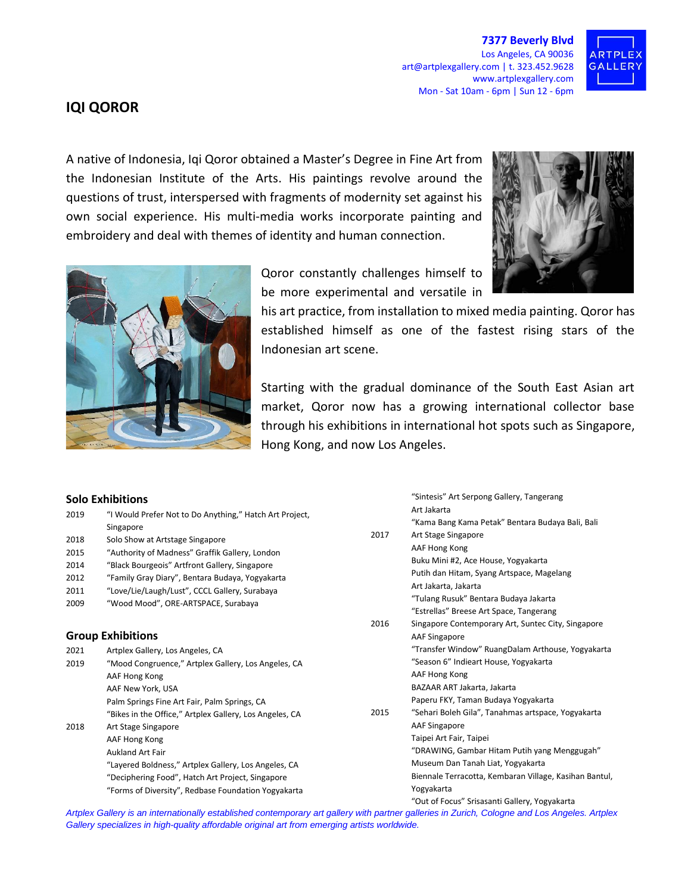**7377 Beverly Blvd**
Los Angeles, CA 90036
art@artplexgallery.com | t. 323.452.9628
www.artplexgallery.com
Mon - Sat 10am - 6pm | Sun 12 - 6pm

ARTPLEX GALLERY

# IQI QOROR

A native of Indonesia, Iqi Qoror obtained a Master's Degree in Fine Art from the Indonesian Institute of the Arts. His paintings revolve around the questions of trust, interspersed with fragments of modernity set against his own social experience. His multi-media works incorporate painting and embroidery and deal with themes of identity and human connection.

Qoror constantly challenges himself to be more experimental and versatile in his art practice, from installation to mixed media painting. Qoror has established himself as one of the fastest rising stars of the Indonesian art scene.

Starting with the gradual dominance of the South East Asian art market, Qoror now has a growing international collector base through his exhibitions in international hot spots such as Singapore, Hong Kong, and now Los Angeles.

## Solo Exhibitions

| | |
|---|---|
| 2019 | "I Would Prefer Not to Do Anything," Hatch Art Project, Singapore |
| 2018 | Solo Show at Artstage Singapore |
| 2015 | "Authority of Madness" Graffik Gallery, London |
| 2014 | "Black Bourgeois" Artfront Gallery, Singapore |
| 2012 | "Family Gray Diary", Bentara Budaya, Yogyakarta |
| 2011 | "Love/Lie/Laugh/Lust", CCCL Gallery, Surabaya |
| 2009 | "Wood Mood", ORE-ARTSPACE, Surabaya |

## Group Exhibitions

| | |
|---|---|
| 2021 | Artplex Gallery, Los Angeles, CA |
| 2019 | "Mood Congruence," Artplex Gallery, Los Angeles, CA |
| | AAF Hong Kong |
| | AAF New York, USA |
| | Palm Springs Fine Art Fair, Palm Springs, CA |
| | "Bikes in the Office," Artplex Gallery, Los Angeles, CA |
| 2018 | Art Stage Singapore |
| | AAF Hong Kong |
| | Aukland Art Fair |
| | "Layered Boldness," Artplex Gallery, Los Angeles, CA |
| | "Deciphering Food", Hatch Art Project, Singapore |
| | "Forms of Diversity", Redbase Foundation Yogyakarta |
| | "Sintesis" Art Serpong Gallery, Tangerang |
| | Art Jakarta |
| | "Kama Bang Kama Petak" Bentara Budaya Bali, Bali |
| 2017 | Art Stage Singapore |
| | AAF Hong Kong |
| | Buku Mini #2, Ace House, Yogyakarta |
| | Putih dan Hitam, Syang Artspace, Magelang |
| | Art Jakarta, Jakarta |
| | "Tulang Rusuk" Bentara Budaya Jakarta |
| | "Estrellas" Breese Art Space, Tangerang |
| 2016 | Singapore Contemporary Art, Suntec City, Singapore |
| | AAF Singapore |
| | "Transfer Window" RuangDalam Arthouse, Yogyakarta |
| | "Season 6" Indieart House, Yogyakarta |
| | AAF Hong Kong |
| | BAZAAR ART Jakarta, Jakarta |
| | Paperu FKY, Taman Budaya Yogyakarta |
| 2015 | "Sehari Boleh Gila", Tanahmas artspace, Yogyakarta |
| | AAF Singapore |
| | Taipei Art Fair, Taipei |
| | "DRAWING, Gambar Hitam Putih yang Menggugah" Museum Dan Tanah Liat, Yogyakarta |
| | Biennale Terracotta, Kembaran Village, Kasihan Bantul, Yogyakarta |
| | "Out of Focus" Srisasanti Gallery, Yogyakarta |

*Artplex Gallery is an internationally established contemporary art gallery with partner galleries in Zurich, Cologne and Los Angeles. Artplex Gallery specializes in high-quality affordable original art from emerging artists worldwide.*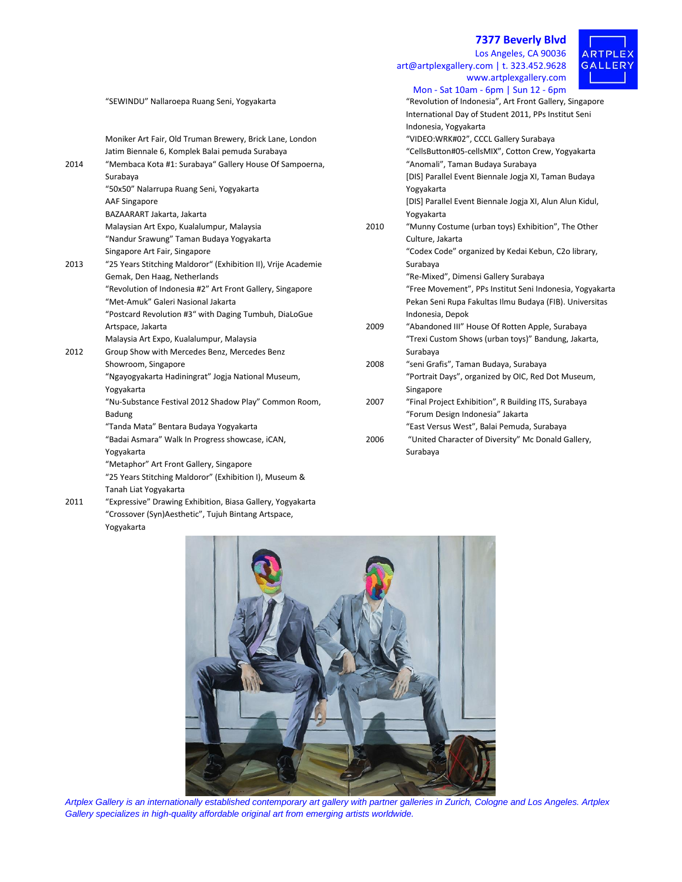"SEWINDU" Nallaroepa Ruang Seni, Yogyakarta

Moniker Art Fair, Old Truman Brewery, Brick Lane, London
Jatim Biennale 6, Komplek Balai pemuda Surabaya

2014
"Membaca Kota #1: Surabaya" Gallery House Of Sampoerna, Surabaya
"50x50" Nalarrupa Ruang Seni, Yogyakarta
AAF Singapore
BAZAARART Jakarta, Jakarta
Malaysian Art Expo, Kualalumpur, Malaysia
"Nandur Srawung" Taman Budaya Yogyakarta
Singapore Art Fair, Singapore

2013
"25 Years Stitching Maldoror" (Exhibition II), Vrije Academie Gemak, Den Haag, Netherlands
"Revolution of Indonesia #2" Art Front Gallery, Singapore
"Met-Amuk" Galeri Nasional Jakarta
"Postcard Revolution #3" with Daging Tumbuh, DiaLoGue Artspace, Jakarta
Malaysia Art Expo, Kualalumpur, Malaysia

2012
Group Show with Mercedes Benz, Mercedes Benz Showroom, Singapore
"Ngayogyakarta Hadiningrat" Jogja National Museum, Yogyakarta
"Nu-Substance Festival 2012 Shadow Play" Common Room, Badung
"Tanda Mata" Bentara Budaya Yogyakarta
"Badai Asmara" Walk In Progress showcase, iCAN, Yogyakarta
"Metaphor" Art Front Gallery, Singapore
"25 Years Stitching Maldoror" (Exhibition I), Museum & Tanah Liat Yogyakarta

2011
"Expressive" Drawing Exhibition, Biasa Gallery, Yogyakarta
"Crossover (Syn)Aesthetic", Tujuh Bintang Artspace, Yogyakarta
"Revolution of Indonesia", Art Front Gallery, Singapore
International Day of Student 2011, PPs Institut Seni Indonesia, Yogyakarta
"VIDEO:WRK#02", CCCL Gallery Surabaya
"CellsButton#05-cellsMIX", Cotton Crew, Yogyakarta
"Anomali", Taman Budaya Surabaya
[DIS] Parallel Event Biennale Jogja XI, Taman Budaya Yogyakarta
[DIS] Parallel Event Biennale Jogja XI, Alun Alun Kidul, Yogyakarta

2010
"Munny Costume (urban toys) Exhibition", The Other Culture, Jakarta
"Codex Code" organized by Kedai Kebun, C2o library, Surabaya
"Re-Mixed", Dimensi Gallery Surabaya
"Free Movement", PPs Institut Seni Indonesia, Yogyakarta
Pekan Seni Rupa Fakultas Ilmu Budaya (FIB). Universitas Indonesia, Depok

2009
"Abandoned III" House Of Rotten Apple, Surabaya
"Trexi Custom Shows (urban toys)" Bandung, Jakarta, Surabaya

2008
"seni Grafis", Taman Budaya, Surabaya
"Portrait Days", organized by OIC, Red Dot Museum, Singapore

2007
"Final Project Exhibition", R Building ITS, Surabaya
"Forum Design Indonesia" Jakarta
"East Versus West", Balai Pemuda, Surabaya

2006
"United Character of Diversity" Mc Donald Gallery, Surabaya

*Artplex Gallery is an internationally established contemporary art gallery with partner galleries in Zurich, Cologne and Los Angeles. Artplex Gallery specializes in high-quality affordable original art from emerging artists worldwide.*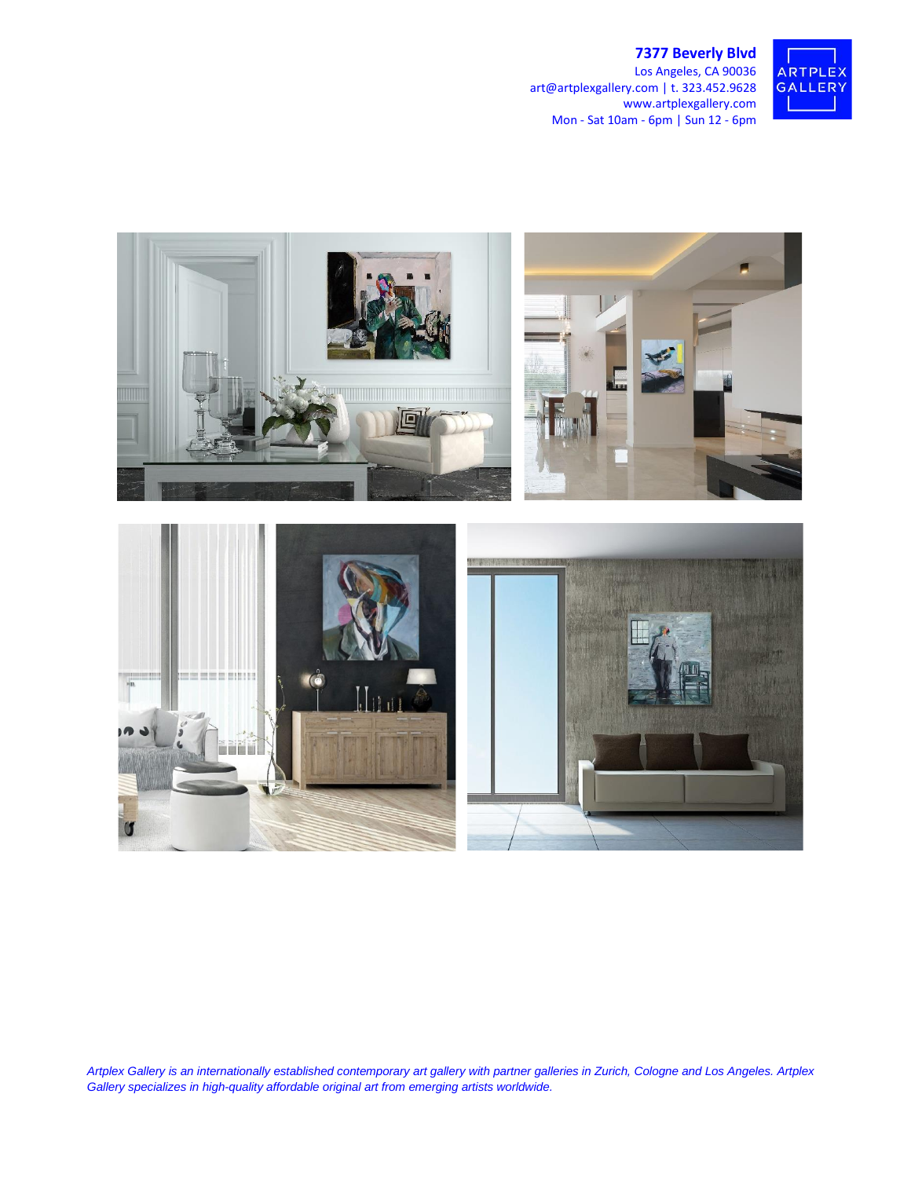**7377 Beverly Blvd**
Los Angeles, CA 90036
art@artplexgallery.com | t. 323.452.9628
www.artplexgallery.com
Mon - Sat 10am - 6pm | Sun 12 - 6pm

ARTPLEX GALLERY

*Artplex Gallery is an internationally established contemporary art gallery with partner galleries in Zurich, Cologne and Los Angeles. Artplex Gallery specializes in high-quality affordable original art from emerging artists worldwide.*